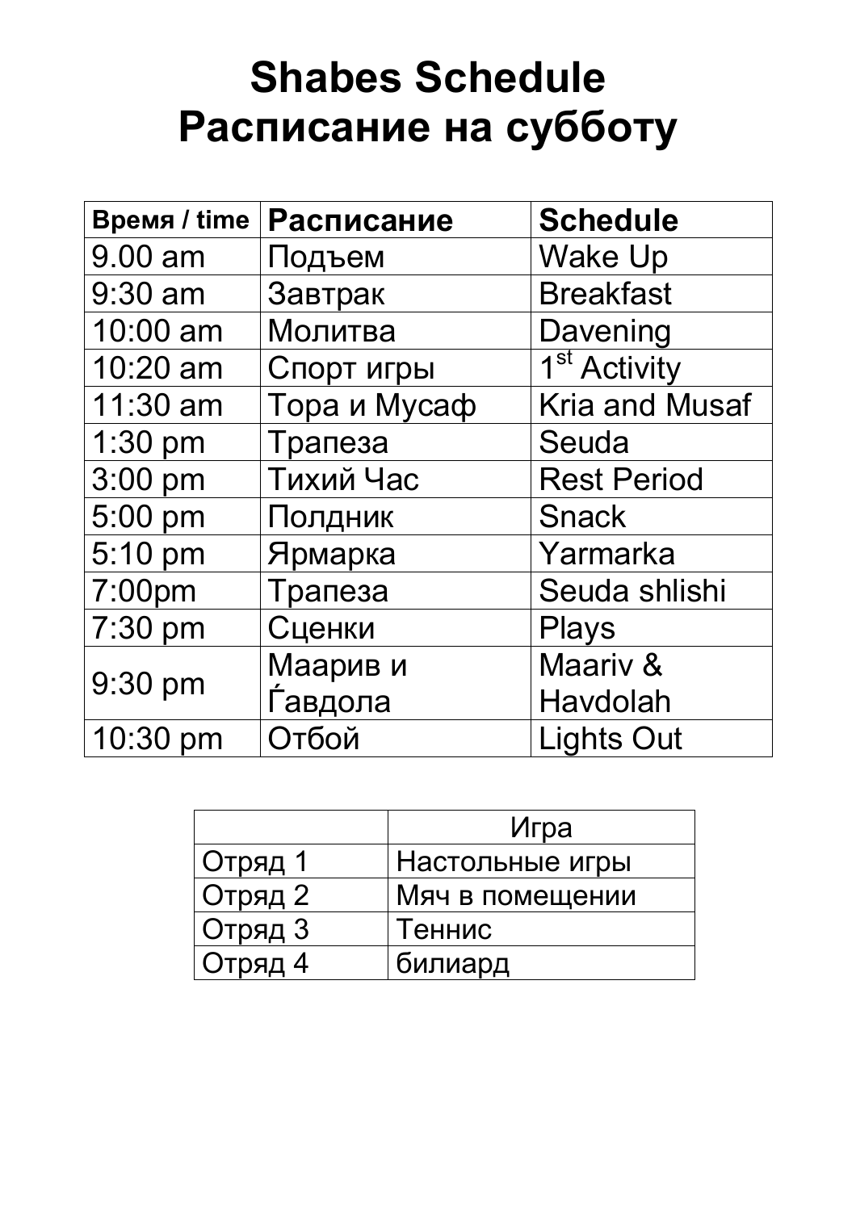# Shabes Schedule
# Расписание на субботу

| Время / time | Расписание | Schedule |
|---|---|---|
| 9.00 am | Подъем | Wake Up |
| 9:30 am | Завтрак | Breakfast |
| 10:00 am | Молитва | Davening |
| 10:20 am | Спорт игры | 1st Activity |
| 11:30 am | Тора и Мусаф | Kria and Musaf |
| 1:30 pm | Трапеза | Seuda |
| 3:00 pm | Тихий Час | Rest Period |
| 5:00 pm | Полдник | Snack |
| 5:10 pm | Ярмарка | Yarmarka |
| 7:00pm | Трапеза | Seuda shlishi |
| 7:30 pm | Сценки | Plays |
| 9:30 pm | Маарив и Ѓавдола | Maariv & Havdolah |
| 10:30 pm | Отбой | Lights Out |

| | Игра |
|---|---|
| Отряд 1 | Настольные игры |
| Отряд 2 | Мяч в помещении |
| Отряд 3 | Теннис |
| Отряд 4 | билиард |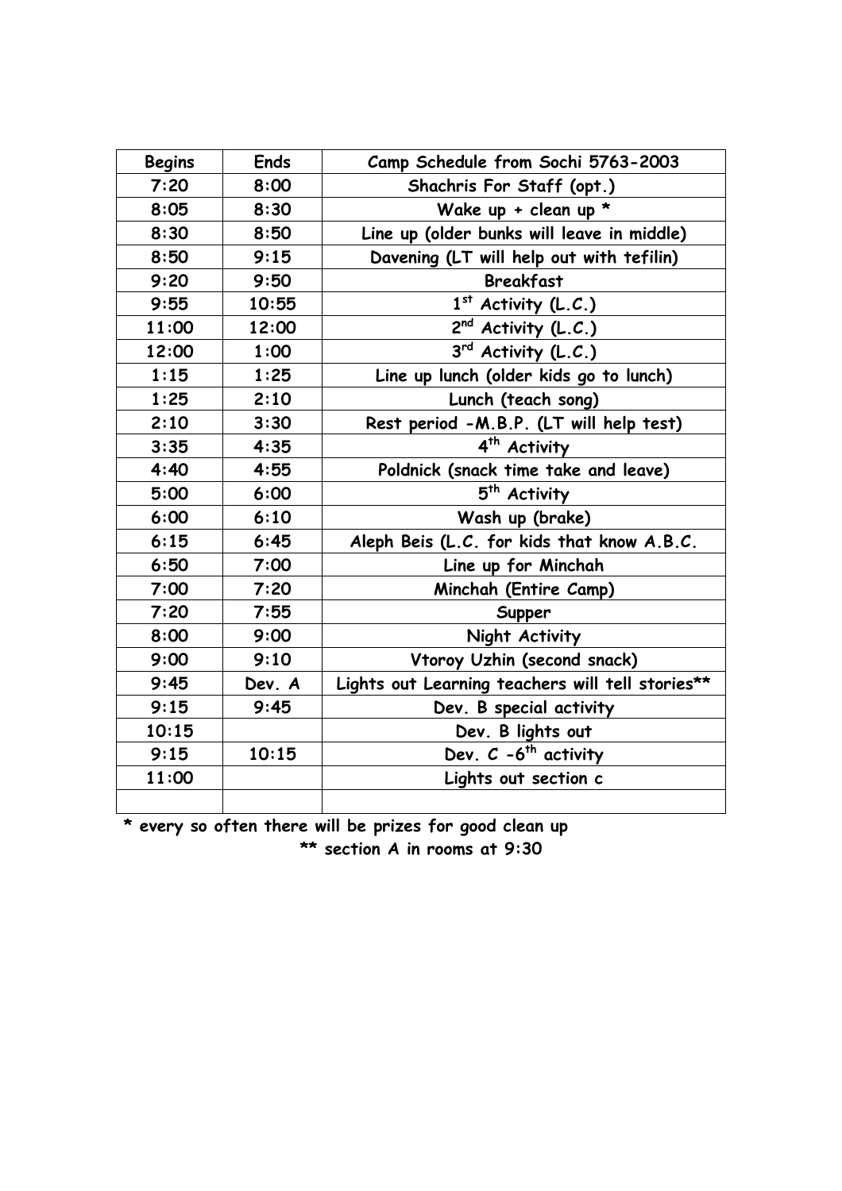| Begins | Ends | Camp Schedule from Sochi 5763-2003 |
|---|---|---|
| 7:20 | 8:00 | Shachris For Staff (opt.) |
| 8:05 | 8:30 | Wake up + clean up * |
| 8:30 | 8:50 | Line up (older bunks will leave in middle) |
| 8:50 | 9:15 | Davening (LT will help out with tefilin) |
| 9:20 | 9:50 | Breakfast |
| 9:55 | 10:55 | 1st Activity (L.C.) |
| 11:00 | 12:00 | 2nd Activity (L.C.) |
| 12:00 | 1:00 | 3rd Activity (L.C.) |
| 1:15 | 1:25 | Line up lunch (older kids go to lunch) |
| 1:25 | 2:10 | Lunch (teach song) |
| 2:10 | 3:30 | Rest period -M.B.P. (LT will help test) |
| 3:35 | 4:35 | 4th Activity |
| 4:40 | 4:55 | Poldnick (snack time take and leave) |
| 5:00 | 6:00 | 5th Activity |
| 6:00 | 6:10 | Wash up (brake) |
| 6:15 | 6:45 | Aleph Beis (L.C. for kids that know A.B.C. |
| 6:50 | 7:00 | Line up for Minchah |
| 7:00 | 7:20 | Minchah (Entire Camp) |
| 7:20 | 7:55 | Supper |
| 8:00 | 9:00 | Night Activity |
| 9:00 | 9:10 | Vtoroy Uzhin (second snack) |
| 9:45 | Dev. A | Lights out Learning teachers will tell stories** |
| 9:15 | 9:45 | Dev. B special activity |
| 10:15 | | Dev. B lights out |
| 9:15 | 10:15 | Dev. C -6th activity |
| 11:00 | | Lights out section c |
| | | |

* every so often there will be prizes for good clean up

** section A in rooms at 9:30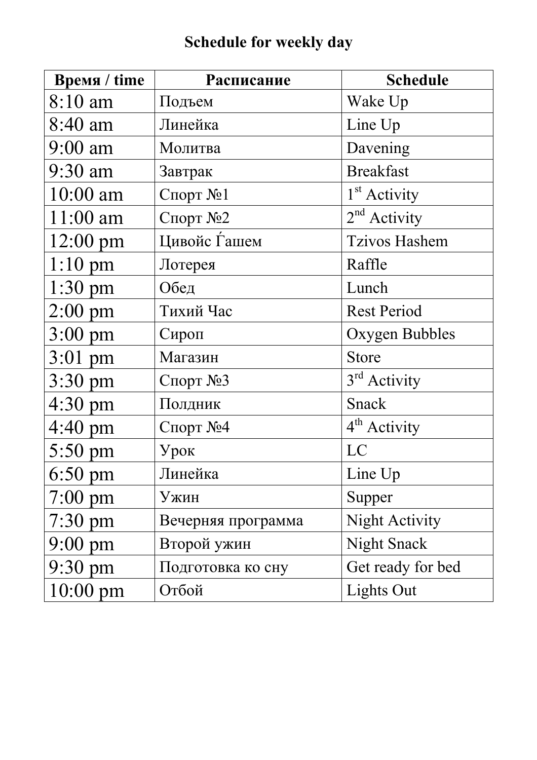# Schedule for weekly day

| Время / time | Расписание | Schedule |
|---|---|---|
| 8:10 am | Подъем | Wake Up |
| 8:40 am | Линейка | Line Up |
| 9:00 am | Молитва | Davening |
| 9:30 am | Завтрак | Breakfast |
| 10:00 am | Спорт №1 | 1st Activity |
| 11:00 am | Спорт №2 | 2nd Activity |
| 12:00 pm | Цивойс Ѓашем | Tzivos Hashem |
| 1:10 pm | Лотерея | Raffle |
| 1:30 pm | Обед | Lunch |
| 2:00 pm | Тихий Час | Rest Period |
| 3:00 pm | Сироп | Oxygen Bubbles |
| 3:01 pm | Магазин | Store |
| 3:30 pm | Спорт №3 | 3rd Activity |
| 4:30 pm | Полдник | Snack |
| 4:40 pm | Спорт №4 | 4th Activity |
| 5:50 pm | Урок | LC |
| 6:50 pm | Линейка | Line Up |
| 7:00 pm | Ужин | Supper |
| 7:30 pm | Вечерняя программа | Night Activity |
| 9:00 pm | Второй ужин | Night Snack |
| 9:30 pm | Подготовка ко сну | Get ready for bed |
| 10:00 pm | Отбой | Lights Out |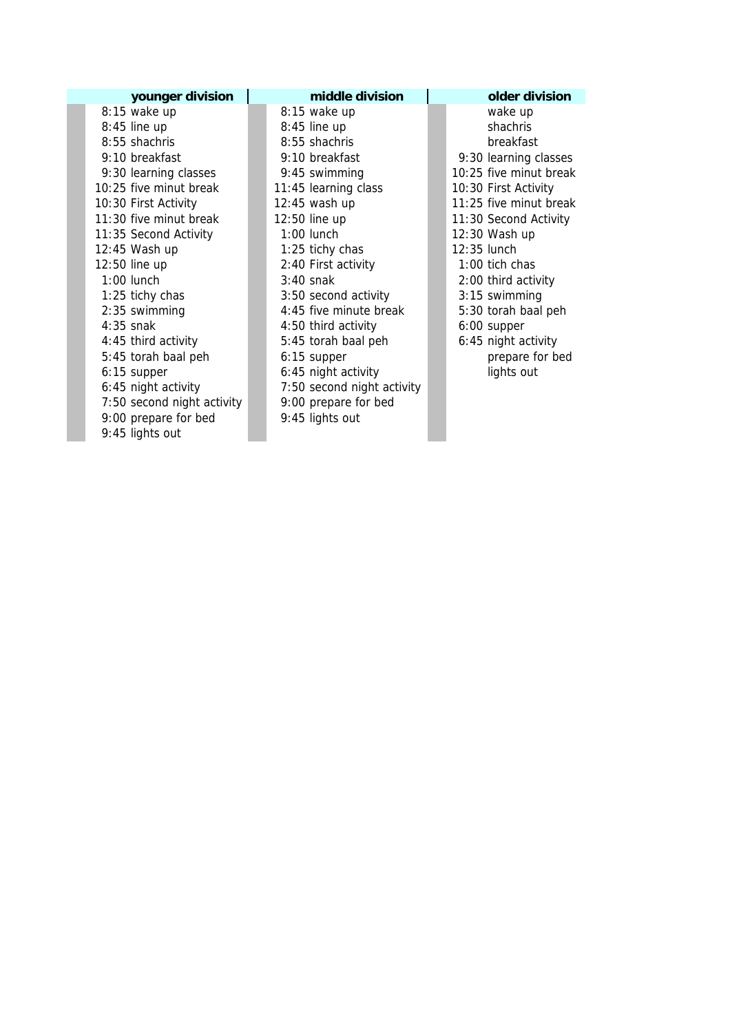| younger division | middle division | older division |
|---|---|---|
| 8:15 wake up | 8:15 wake up | wake up |
| 8:45 line up | 8:45 line up | shachris |
| 8:55 shachris | 8:55 shachris | breakfast |
| 9:10 breakfast | 9:10 breakfast | 9:30 learning classes |
| 9:30 learning classes | 9:45 swimming | 10:25 five minut break |
| 10:25 five minut break | 11:45 learning class | 10:30 First Activity |
| 10:30 First Activity | 12:45 wash up | 11:25 five minut break |
| 11:30 five minut break | 12:50 line up | 11:30 Second Activity |
| 11:35 Second Activity | 1:00 lunch | 12:30 Wash up |
| 12:45 Wash up | 1:25 tichy chas | 12:35 lunch |
| 12:50 line up | 2:40 First activity | 1:00 tich chas |
| 1:00 lunch | 3:40 snak | 2:00 third activity |
| 1:25 tichy chas | 3:50 second activity | 3:15 swimming |
| 2:35 swimming | 4:45 five minute break | 5:30 torah baal peh |
| 4:35 snak | 4:50 third activity | 6:00 supper |
| 4:45 third activity | 5:45 torah baal peh | 6:45 night activity |
| 5:45 torah baal peh | 6:15 supper | prepare for bed |
| 6:15 supper | 6:45 night activity | lights out |
| 6:45 night activity | 7:50 second night activity | |
| 7:50 second night activity | 9:00 prepare for bed | |
| 9:00 prepare for bed | 9:45 lights out | |
| 9:45 lights out | | |